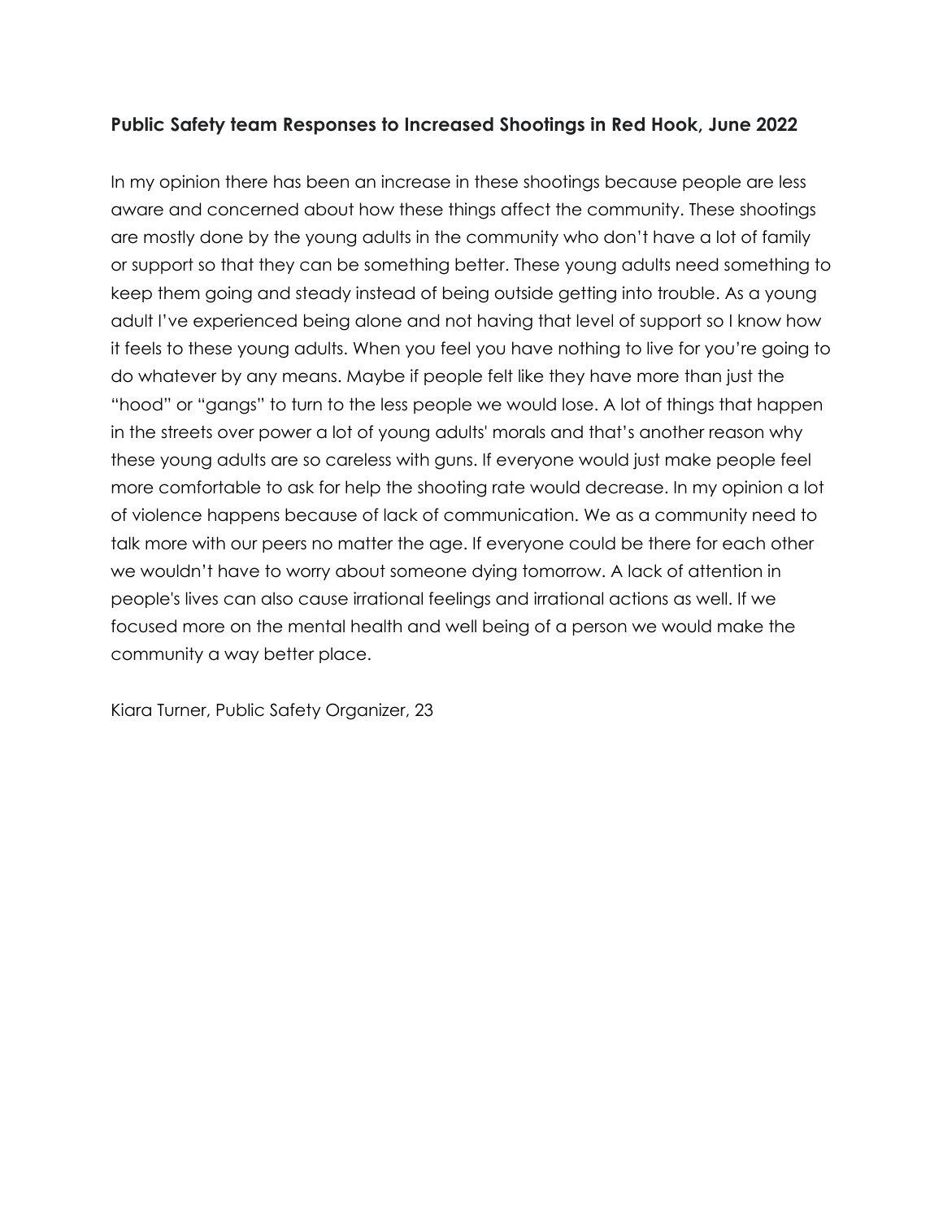**Public Safety team Responses to Increased Shootings in Red Hook, June 2022**

In my opinion there has been an increase in these shootings because people are less aware and concerned about how these things affect the community. These shootings are mostly done by the young adults in the community who don't have a lot of family or support so that they can be something better. These young adults need something to keep them going and steady instead of being outside getting into trouble. As a young adult I've experienced being alone and not having that level of support so I know how it feels to these young adults. When you feel you have nothing to live for you're going to do whatever by any means. Maybe if people felt like they have more than just the "hood" or "gangs" to turn to the less people we would lose. A lot of things that happen in the streets over power a lot of young adults' morals and that's another reason why these young adults are so careless with guns. If everyone would just make people feel more comfortable to ask for help the shooting rate would decrease. In my opinion a lot of violence happens because of lack of communication. We as a community need to talk more with our peers no matter the age. If everyone could be there for each other we wouldn't have to worry about someone dying tomorrow. A lack of attention in people's lives can also cause irrational feelings and irrational actions as well. If we focused more on the mental health and well being of a person we would make the community a way better place.

Kiara Turner, Public Safety Organizer, 23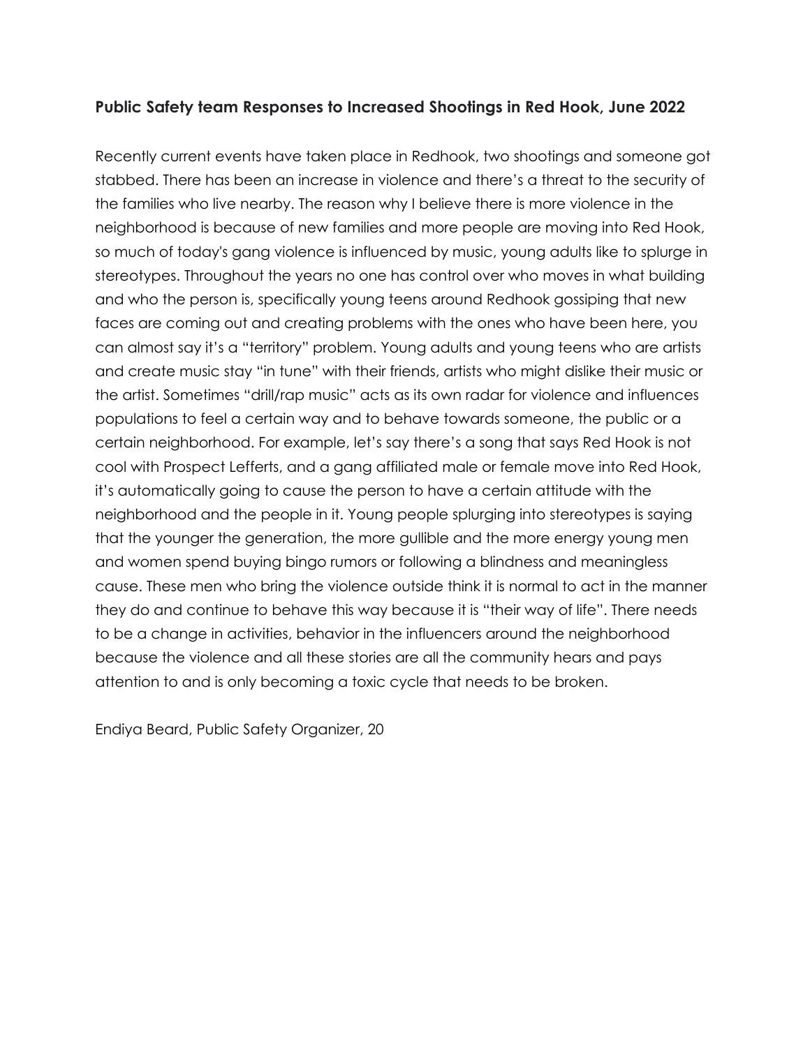**Public Safety team Responses to Increased Shootings in Red Hook, June 2022**

Recently current events have taken place in Redhook, two shootings and someone got stabbed. There has been an increase in violence and there's a threat to the security of the families who live nearby. The reason why I believe there is more violence in the neighborhood is because of new families and more people are moving into Red Hook, so much of today's gang violence is influenced by music, young adults like to splurge in stereotypes. Throughout the years no one has control over who moves in what building and who the person is, specifically young teens around Redhook gossiping that new faces are coming out and creating problems with the ones who have been here, you can almost say it's a "territory" problem. Young adults and young teens who are artists and create music stay "in tune" with their friends, artists who might dislike their music or the artist. Sometimes "drill/rap music" acts as its own radar for violence and influences populations to feel a certain way and to behave towards someone, the public or a certain neighborhood. For example, let's say there's a song that says Red Hook is not cool with Prospect Lefferts, and a gang affiliated male or female move into Red Hook, it's automatically going to cause the person to have a certain attitude with the neighborhood and the people in it. Young people splurging into stereotypes is saying that the younger the generation, the more gullible and the more energy young men and women spend buying bingo rumors or following a blindness and meaningless cause. These men who bring the violence outside think it is normal to act in the manner they do and continue to behave this way because it is "their way of life". There needs to be a change in activities, behavior in the influencers around the neighborhood because the violence and all these stories are all the community hears and pays attention to and is only becoming a toxic cycle that needs to be broken.

Endiya Beard, Public Safety Organizer, 20